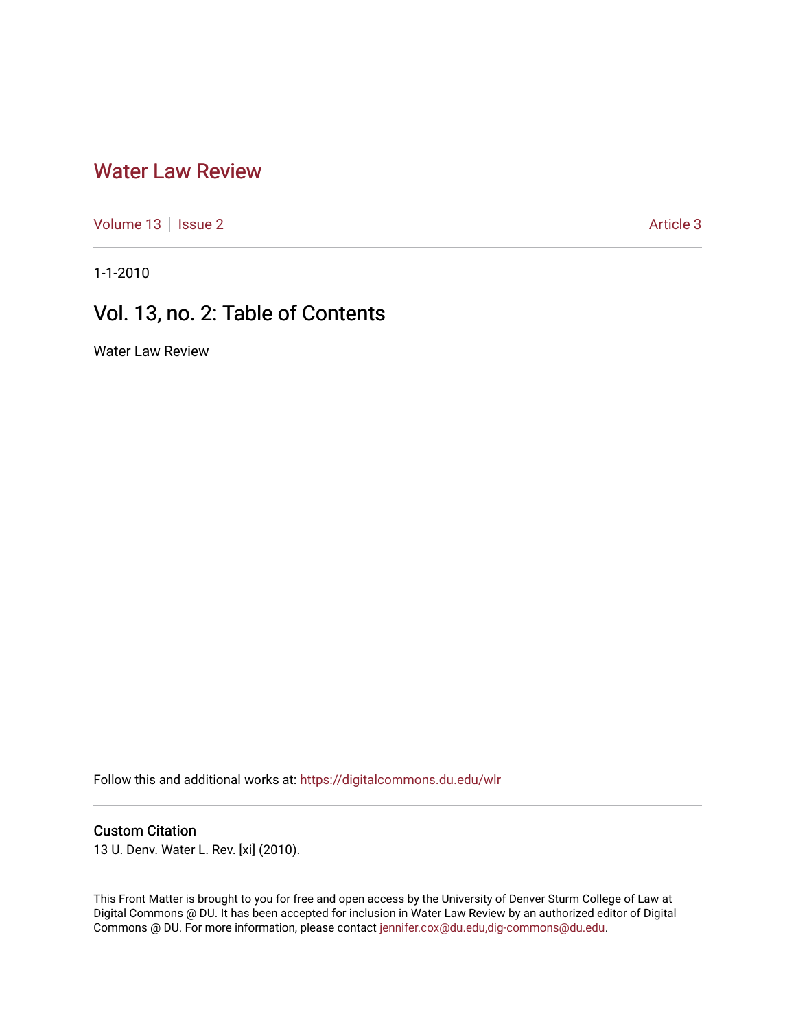# Water Law Review

Volume 13 | Issue 2 | Article 3

1-1-2010

## Vol. 13, no. 2: Table of Contents

Water Law Review

Follow this and additional works at: https://digitalcommons.du.edu/wlr

### Custom Citation

13 U. Denv. Water L. Rev. [xi] (2010).

This Front Matter is brought to you for free and open access by the University of Denver Sturm College of Law at Digital Commons @ DU. It has been accepted for inclusion in Water Law Review by an authorized editor of Digital Commons @ DU. For more information, please contact jennifer.cox@du.edu,dig-commons@du.edu.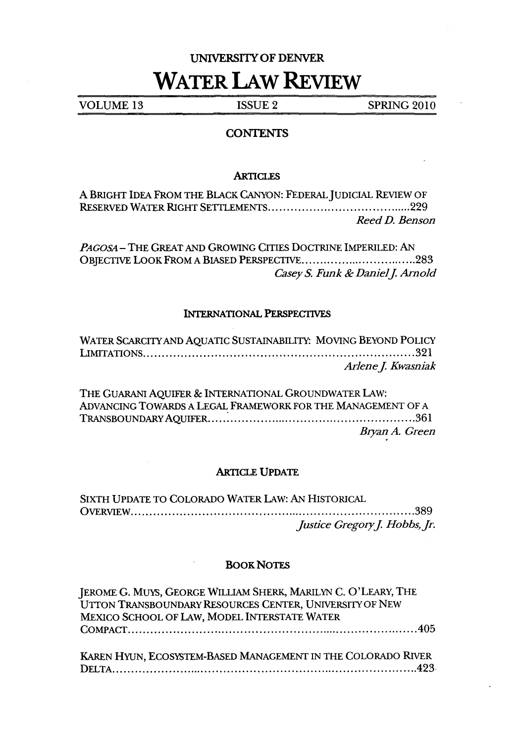UNIVERSITY OF DENVER

# WATER LAW REVIEW

| VOLUME 13 | ISSUE 2 | SPRING 2010 |
|---|---|---|

## CONTENTS

### ARTICLES

A BRIGHT IDEA FROM THE BLACK CANYON: FEDERAL JUDICIAL REVIEW OF RESERVED WATER RIGHT SETTLEMENTS......229
*Reed D. Benson*

*PAGOSA* – THE GREAT AND GROWING CITIES DOCTRINE IMPERILED: AN OBJECTIVE LOOK FROM A BIASED PERSPECTIVE......283
*Casey S. Funk & Daniel J. Arnold*

### INTERNATIONAL PERSPECTIVES

WATER SCARCITY AND AQUATIC SUSTAINABILITY: MOVING BEYOND POLICY LIMITATIONS......321
*Arlene J. Kwasniak*

THE GUARANI AQUIFER & INTERNATIONAL GROUNDWATER LAW: ADVANCING TOWARDS A LEGAL FRAMEWORK FOR THE MANAGEMENT OF A TRANSBOUNDARY AQUIFER......361
*Bryan A. Green*

### ARTICLE UPDATE

SIXTH UPDATE TO COLORADO WATER LAW: AN HISTORICAL OVERVIEW......389
*Justice Gregory J. Hobbs, Jr.*

### BOOK NOTES

JEROME G. MUYS, GEORGE WILLIAM SHERK, MARILYN C. O'LEARY, THE UTTON TRANSBOUNDARY RESOURCES CENTER, UNIVERSITY OF NEW MEXICO SCHOOL OF LAW, MODEL INTERSTATE WATER COMPACT......405

KAREN HYUN, ECOSYSTEM-BASED MANAGEMENT IN THE COLORADO RIVER DELTA......423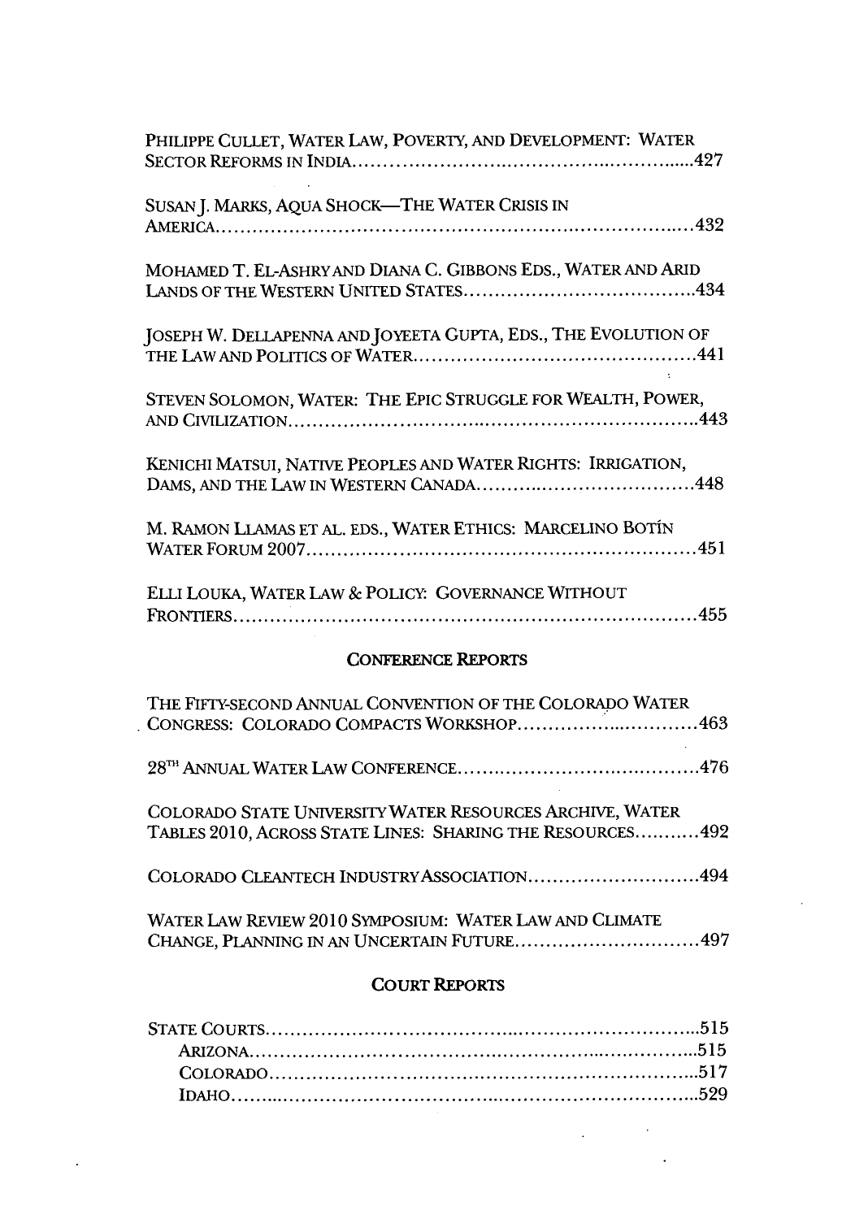PHILIPPE CULLET, WATER LAW, POVERTY, AND DEVELOPMENT: WATER SECTOR REFORMS IN INDIA .......................................................... 427

SUSAN J. MARKS, AQUA SHOCK—THE WATER CRISIS IN AMERICA .......................................................... 432

MOHAMED T. EL-ASHRY AND DIANA C. GIBBONS EDS., WATER AND ARID LANDS OF THE WESTERN UNITED STATES .......................................................... 434

JOSEPH W. DELLAPENNA AND JOYEETA GUPTA, EDS., THE EVOLUTION OF THE LAW AND POLITICS OF WATER .......................................................... 441

STEVEN SOLOMON, WATER: THE EPIC STRUGGLE FOR WEALTH, POWER, AND CIVILIZATION .......................................................... 443

KENICHI MATSUI, NATIVE PEOPLES AND WATER RIGHTS: IRRIGATION, DAMS, AND THE LAW IN WESTERN CANADA .......................................................... 448

M. RAMON LLAMAS ET AL. EDS., WATER ETHICS: MARCELINO BOTÍN WATER FORUM 2007 .......................................................... 451

ELLI LOUKA, WATER LAW & POLICY: GOVERNANCE WITHOUT FRONTIERS .......................................................... 455

## CONFERENCE REPORTS

THE FIFTY-SECOND ANNUAL CONVENTION OF THE COLORADO WATER CONGRESS: COLORADO COMPACTS WORKSHOP .......................................................... 463

28TH ANNUAL WATER LAW CONFERENCE .......................................................... 476

COLORADO STATE UNIVERSITY WATER RESOURCES ARCHIVE, WATER TABLES 2010, ACROSS STATE LINES: SHARING THE RESOURCES .......................................................... 492

COLORADO CLEANTECH INDUSTRY ASSOCIATION .......................................................... 494

WATER LAW REVIEW 2010 SYMPOSIUM: WATER LAW AND CLIMATE CHANGE, PLANNING IN AN UNCERTAIN FUTURE .......................................................... 497

## COURT REPORTS

STATE COURTS .......................................................... 515
- ARIZONA .......................................................... 515
- COLORADO .......................................................... 517
- IDAHO .......................................................... 529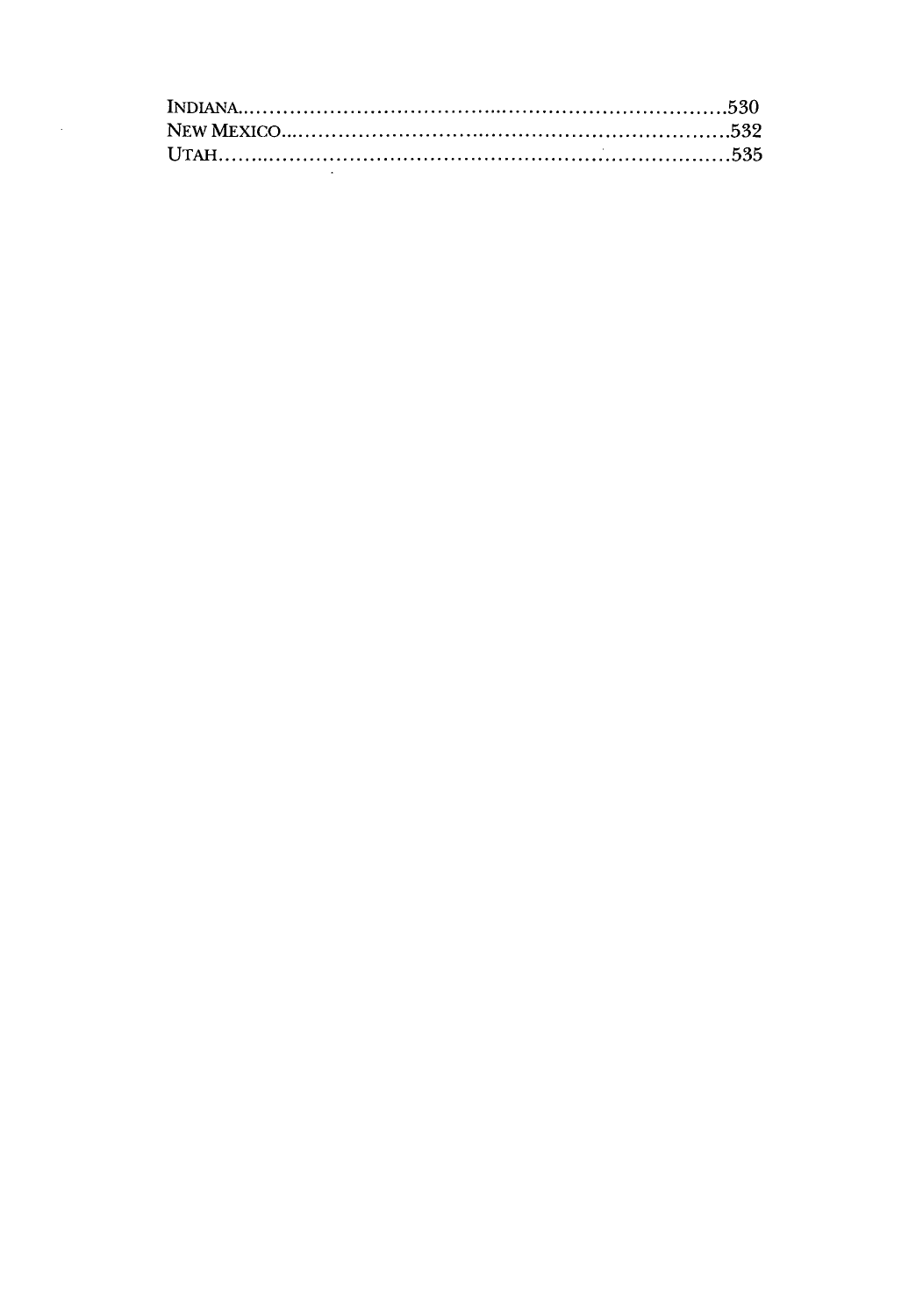INDIANA..............................................................................530
NEW MEXICO.......................................................................532
UTAH..................................................................................535